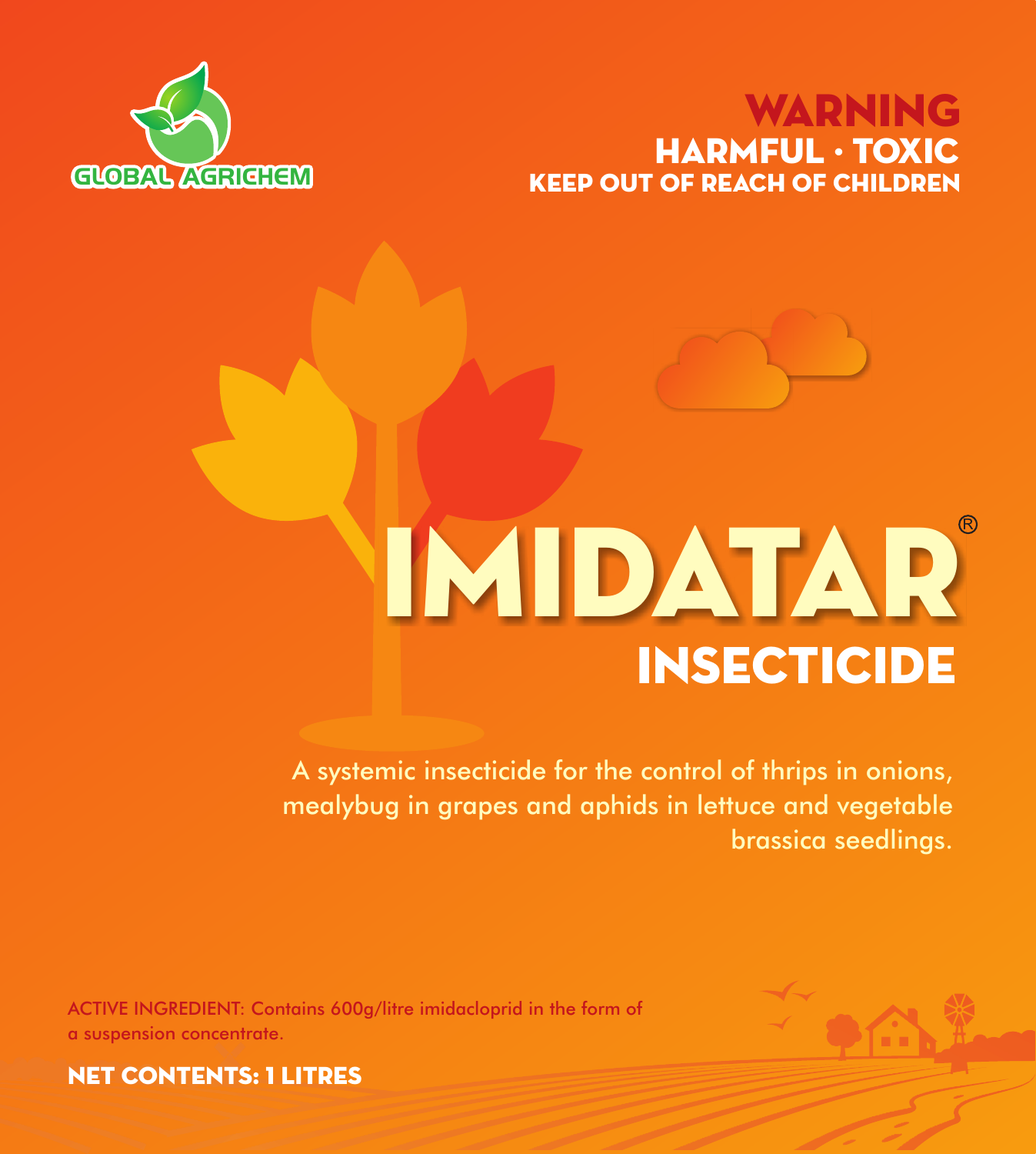GLOBAL AGRICHEM

**WARNING**
**HARMFUL · TOXIC**
**KEEP OUT OF REACH OF CHILDREN**

# IMIDATAR®

## INSECTICIDE

A systemic insecticide for the control of thrips in onions, mealybug in grapes and aphids in lettuce and vegetable brassica seedlings.

ACTIVE INGREDIENT: Contains 600g/litre imidacloprid in the form of a suspension concentrate.

**NET CONTENTS: 1 LITRES**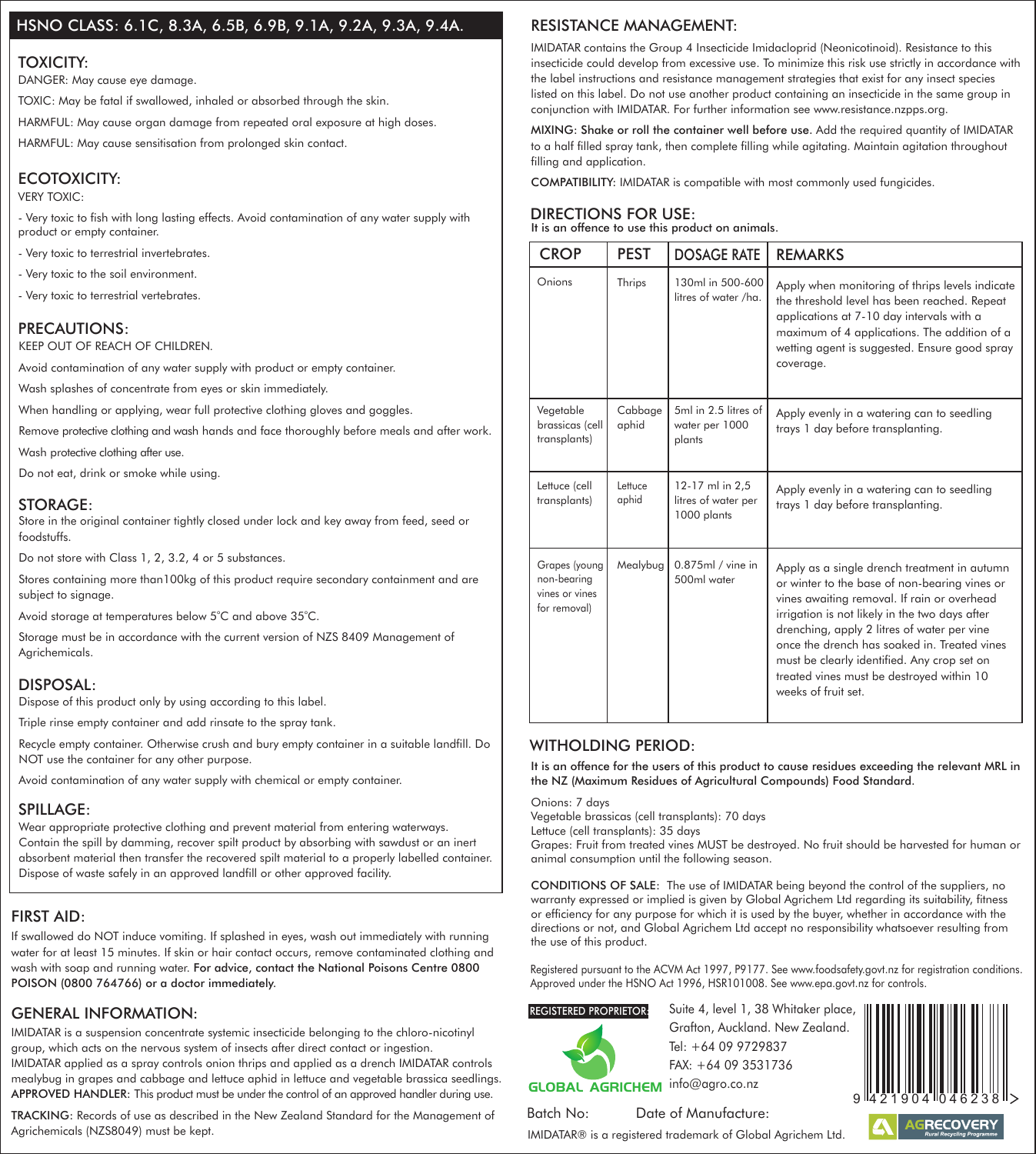## HSNO CLASS: 6.1C, 8.3A, 6.5B, 6.9B, 9.1A, 9.2A, 9.3A, 9.4A.

### TOXICITY:

DANGER: May cause eye damage.

TOXIC: May be fatal if swallowed, inhaled or absorbed through the skin.

HARMFUL: May cause organ damage from repeated oral exposure at high doses.

HARMFUL: May cause sensitisation from prolonged skin contact.

### ECOTOXICITY:

VERY TOXIC:

- Very toxic to fish with long lasting effects. Avoid contamination of any water supply with product or empty container.
- Very toxic to terrestrial invertebrates.
- Very toxic to the soil environment.
- Very toxic to terrestrial vertebrates.

### PRECAUTIONS:

KEEP OUT OF REACH OF CHILDREN.

Avoid contamination of any water supply with product or empty container.

Wash splashes of concentrate from eyes or skin immediately.

When handling or applying, wear full protective clothing gloves and goggles.

Remove protective clothing and wash hands and face thoroughly before meals and after work.

Wash protective clothing after use.

Do not eat, drink or smoke while using.

### STORAGE:

Store in the original container tightly closed under lock and key away from feed, seed or foodstuffs.

Do not store with Class 1, 2, 3.2, 4 or 5 substances.

Stores containing more than100kg of this product require secondary containment and are subject to signage.

Avoid storage at temperatures below 5˚C and above 35˚C.

Storage must be in accordance with the current version of NZS 8409 Management of Agrichemicals.

### DISPOSAL:

Dispose of this product only by using according to this label.

Triple rinse empty container and add rinsate to the spray tank.

Recycle empty container. Otherwise crush and bury empty container in a suitable landfill. Do NOT use the container for any other purpose.

Avoid contamination of any water supply with chemical or empty container.

### SPILLAGE:

Wear appropriate protective clothing and prevent material from entering waterways. Contain the spill by damming, recover spilt product by absorbing with sawdust or an inert absorbent material then transfer the recovered spilt material to a properly labelled container. Dispose of waste safely in an approved landfill or other approved facility.

### FIRST AID:

If swallowed do NOT induce vomiting. If splashed in eyes, wash out immediately with running water for at least 15 minutes. If skin or hair contact occurs, remove contaminated clothing and wash with soap and running water. **For advice, contact the National Poisons Centre 0800 POISON (0800 764766) or a doctor immediately.**

### GENERAL INFORMATION:

IMIDATAR is a suspension concentrate systemic insecticide belonging to the chloro-nicotinyl group, which acts on the nervous system of insects after direct contact or ingestion.
IMIDATAR applied as a spray controls onion thrips and applied as a drench IMIDATAR controls mealybug in grapes and cabbage and lettuce aphid in lettuce and vegetable brassica seedlings.

**APPROVED HANDLER**: This product must be under the control of an approved handler during use.

**TRACKING**: Records of use as described in the New Zealand Standard for the Management of Agrichemicals (NZS8049) must be kept.

### RESISTANCE MANAGEMENT:

IMIDATAR contains the Group 4 Insecticide Imidacloprid (Neonicotinoid). Resistance to this insecticide could develop from excessive use. To minimize this risk use strictly in accordance with the label instructions and resistance management strategies that exist for any insect species listed on this label. Do not use another product containing an insecticide in the same group in conjunction with IMIDATAR. For further information see www.resistance.nzpps.org.

**MIXING**: **Shake or roll the container well before use.** Add the required quantity of IMIDATAR to a half filled spray tank, then complete filling while agitating. Maintain agitation throughout filling and application.

**COMPATIBILITY**: IMIDATAR is compatible with most commonly used fungicides.

### DIRECTIONS FOR USE:

It is an offence to use this product on animals.

| CROP | PEST | DOSAGE RATE | REMARKS |
|---|---|---|---|
| Onions | Thrips | 130ml in 500-600 litres of water /ha. | Apply when monitoring of thrips levels indicate the threshold level has been reached. Repeat applications at 7-10 day intervals with a maximum of 4 applications. The addition of a wetting agent is suggested. Ensure good spray coverage. |
| Vegetable brassicas (cell transplants) | Cabbage aphid | 5ml in 2.5 litres of water per 1000 plants | Apply evenly in a watering can to seedling trays 1 day before transplanting. |
| Lettuce (cell transplants) | Lettuce aphid | 12-17 ml in 2,5 litres of water per 1000 plants | Apply evenly in a watering can to seedling trays 1 day before transplanting. |
| Grapes (young non-bearing vines or vines for removal) | Mealybug | 0.875ml / vine in 500ml water | Apply as a single drench treatment in autumn or winter to the base of non-bearing vines or vines awaiting removal. If rain or overhead irrigation is not likely in the two days after drenching, apply 2 litres of water per vine once the drench has soaked in. Treated vines must be clearly identified. Any crop set on treated vines must be destroyed within 10 weeks of fruit set. |

### WITHOLDING PERIOD:

**It is an offence for the users of this product to cause residues exceeding the relevant MRL in the NZ (Maximum Residues of Agricultural Compounds) Food Standard.**

Onions: 7 days
Vegetable brassicas (cell transplants): 70 days
Lettuce (cell transplants): 35 days
Grapes: Fruit from treated vines MUST be destroyed. No fruit should be harvested for human or animal consumption until the following season.

**CONDITIONS OF SALE**: The use of IMIDATAR being beyond the control of the suppliers, no warranty expressed or implied is given by Global Agrichem Ltd regarding its suitability, fitness or efficiency for any purpose for which it is used by the buyer, whether in accordance with the directions or not, and Global Agrichem Ltd accept no responsibility whatsoever resulting from the use of this product.

Registered pursuant to the ACVM Act 1997, P9177. See www.foodsafety.govt.nz for registration conditions.
Approved under the HSNO Act 1996, HSR101008. See www.epa.govt.nz for controls.

REGISTERED PROPRIETOR:

GLOBAL AGRICHEM

Suite 4, level 1, 38 Whitaker place,
Grafton, Auckland. New Zealand.
Tel: +64 09 9729837
FAX: +64 09 3531736
info@agro.co.nz

9 421904 046238

Batch No: Date of Manufacture:

IMIDATAR® is a registered trademark of Global Agrichem Ltd.

AGRECOVERY Rural Recycling Programme